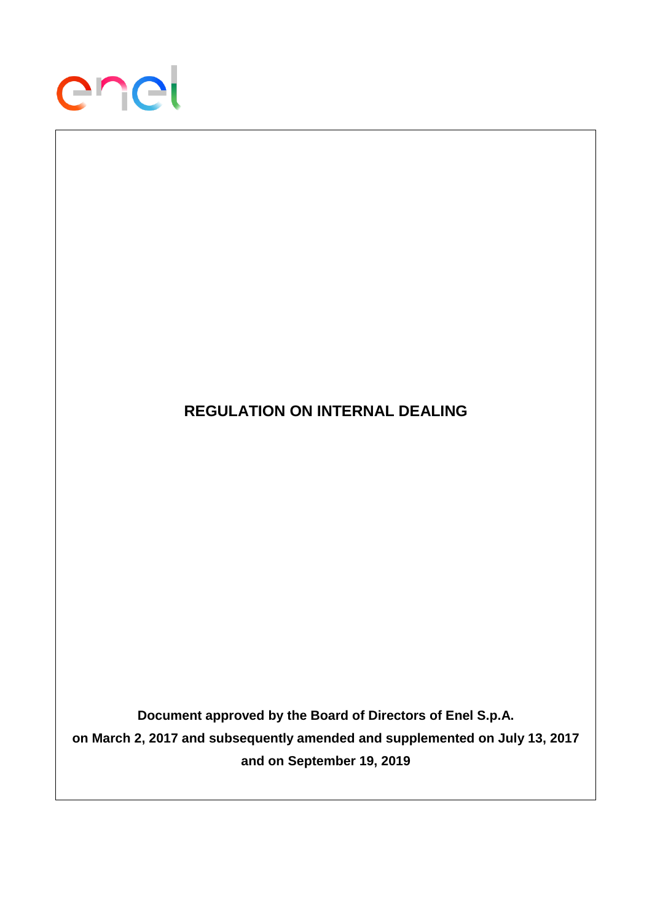# REGULATION ON INTERNAL DEALING

**Document approved by the Board of Directors of Enel S.p.A.**
**on March 2, 2017 and subsequently amended and supplemented on July 13, 2017**
**and on September 19, 2019**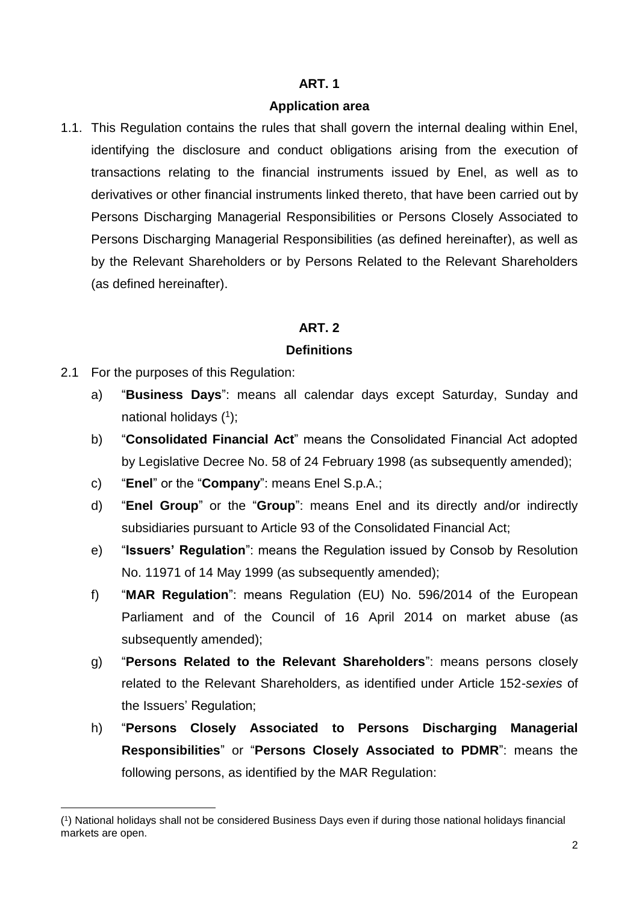## ART. 1

### Application area

1.1. This Regulation contains the rules that shall govern the internal dealing within Enel, identifying the disclosure and conduct obligations arising from the execution of transactions relating to the financial instruments issued by Enel, as well as to derivatives or other financial instruments linked thereto, that have been carried out by Persons Discharging Managerial Responsibilities or Persons Closely Associated to Persons Discharging Managerial Responsibilities (as defined hereinafter), as well as by the Relevant Shareholders or by Persons Related to the Relevant Shareholders (as defined hereinafter).

## ART. 2

### Definitions

2.1 For the purposes of this Regulation:

a) "**Business Days**": means all calendar days except Saturday, Sunday and national holidays ([1]);

b) "**Consolidated Financial Act**" means the Consolidated Financial Act adopted by Legislative Decree No. 58 of 24 February 1998 (as subsequently amended);

c) "**Enel**" or the "**Company**": means Enel S.p.A.;

d) "**Enel Group**" or the "**Group**": means Enel and its directly and/or indirectly subsidiaries pursuant to Article 93 of the Consolidated Financial Act;

e) "**Issuers' Regulation**": means the Regulation issued by Consob by Resolution No. 11971 of 14 May 1999 (as subsequently amended);

f) "**MAR Regulation**": means Regulation (EU) No. 596/2014 of the European Parliament and of the Council of 16 April 2014 on market abuse (as subsequently amended);

g) "**Persons Related to the Relevant Shareholders**": means persons closely related to the Relevant Shareholders, as identified under Article 152-*sexies* of the Issuers' Regulation;

h) "**Persons Closely Associated to Persons Discharging Managerial Responsibilities**" or "**Persons Closely Associated to PDMR**": means the following persons, as identified by the MAR Regulation:

---

([1]) National holidays shall not be considered Business Days even if during those national holidays financial markets are open.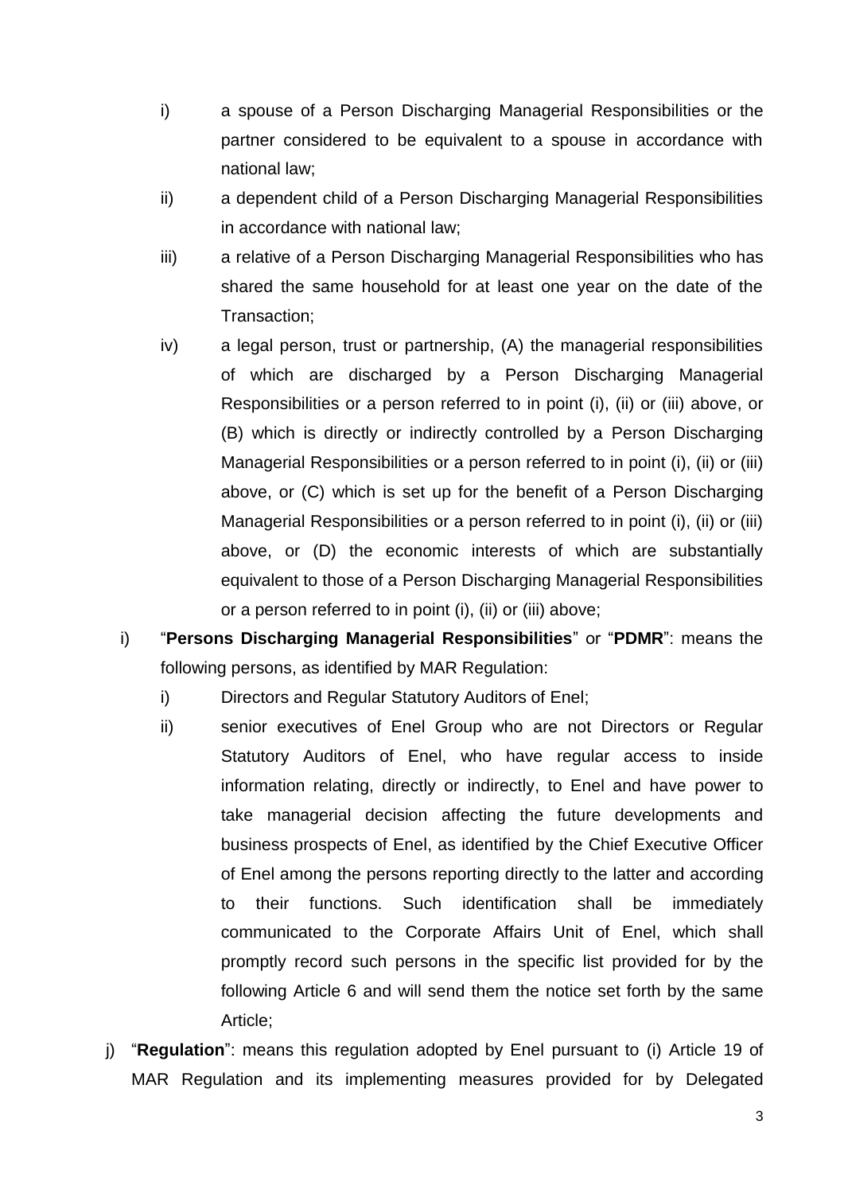i) a spouse of a Person Discharging Managerial Responsibilities or the partner considered to be equivalent to a spouse in accordance with national law;

ii) a dependent child of a Person Discharging Managerial Responsibilities in accordance with national law;

iii) a relative of a Person Discharging Managerial Responsibilities who has shared the same household for at least one year on the date of the Transaction;

iv) a legal person, trust or partnership, (A) the managerial responsibilities of which are discharged by a Person Discharging Managerial Responsibilities or a person referred to in point (i), (ii) or (iii) above, or (B) which is directly or indirectly controlled by a Person Discharging Managerial Responsibilities or a person referred to in point (i), (ii) or (iii) above, or (C) which is set up for the benefit of a Person Discharging Managerial Responsibilities or a person referred to in point (i), (ii) or (iii) above, or (D) the economic interests of which are substantially equivalent to those of a Person Discharging Managerial Responsibilities or a person referred to in point (i), (ii) or (iii) above;

i) "**Persons Discharging Managerial Responsibilities**" or "**PDMR**": means the following persons, as identified by MAR Regulation:

   i) Directors and Regular Statutory Auditors of Enel;

   ii) senior executives of Enel Group who are not Directors or Regular Statutory Auditors of Enel, who have regular access to inside information relating, directly or indirectly, to Enel and have power to take managerial decision affecting the future developments and business prospects of Enel, as identified by the Chief Executive Officer of Enel among the persons reporting directly to the latter and according to their functions. Such identification shall be immediately communicated to the Corporate Affairs Unit of Enel, which shall promptly record such persons in the specific list provided for by the following Article 6 and will send them the notice set forth by the same Article;

j) "**Regulation**": means this regulation adopted by Enel pursuant to (i) Article 19 of MAR Regulation and its implementing measures provided for by Delegated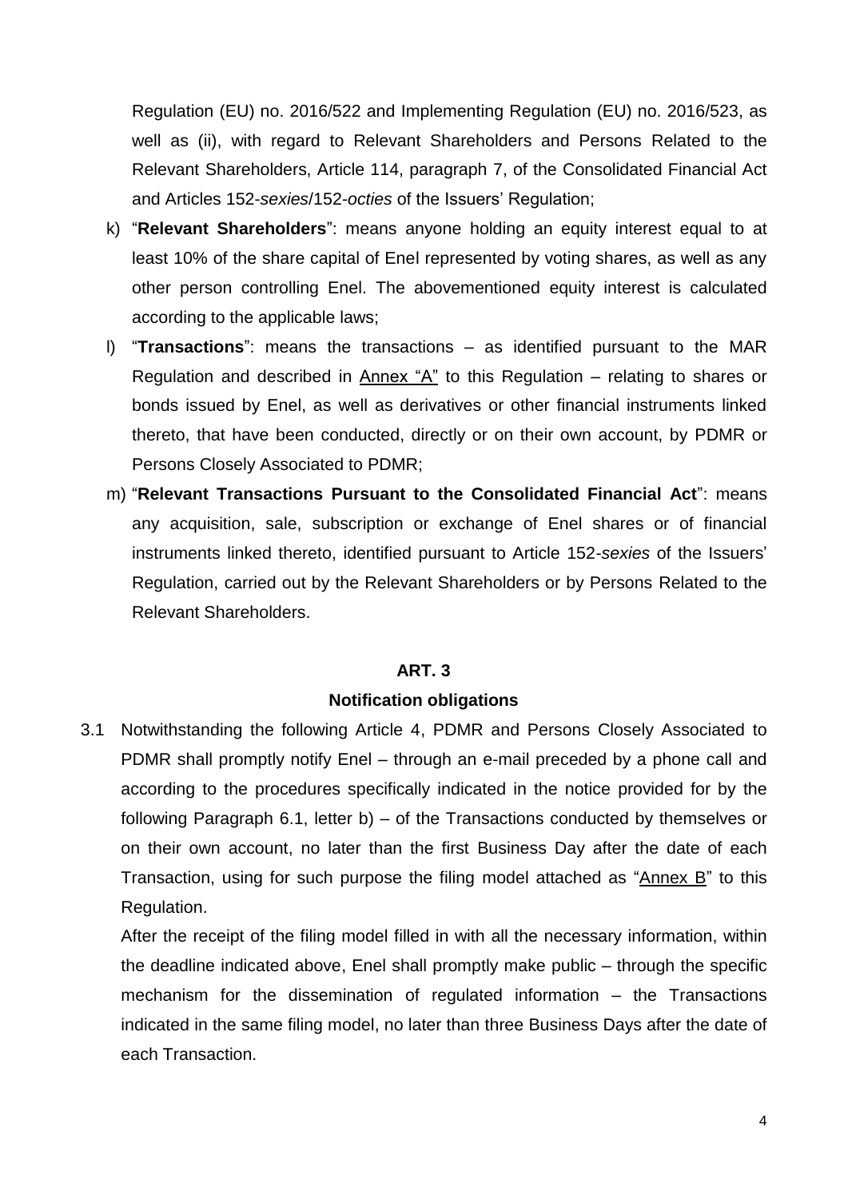Regulation (EU) no. 2016/522 and Implementing Regulation (EU) no. 2016/523, as well as (ii), with regard to Relevant Shareholders and Persons Related to the Relevant Shareholders, Article 114, paragraph 7, of the Consolidated Financial Act and Articles 152-*sexies*/152-*octies* of the Issuers' Regulation;

k) "**Relevant Shareholders**": means anyone holding an equity interest equal to at least 10% of the share capital of Enel represented by voting shares, as well as any other person controlling Enel. The abovementioned equity interest is calculated according to the applicable laws;

l) "**Transactions**": means the transactions – as identified pursuant to the MAR Regulation and described in Annex "A" to this Regulation – relating to shares or bonds issued by Enel, as well as derivatives or other financial instruments linked thereto, that have been conducted, directly or on their own account, by PDMR or Persons Closely Associated to PDMR;

m) "**Relevant Transactions Pursuant to the Consolidated Financial Act**": means any acquisition, sale, subscription or exchange of Enel shares or of financial instruments linked thereto, identified pursuant to Article 152-*sexies* of the Issuers' Regulation, carried out by the Relevant Shareholders or by Persons Related to the Relevant Shareholders.

## ART. 3

## Notification obligations

3.1 Notwithstanding the following Article 4, PDMR and Persons Closely Associated to PDMR shall promptly notify Enel – through an e-mail preceded by a phone call and according to the procedures specifically indicated in the notice provided for by the following Paragraph 6.1, letter b) – of the Transactions conducted by themselves or on their own account, no later than the first Business Day after the date of each Transaction, using for such purpose the filing model attached as "Annex B" to this Regulation.

After the receipt of the filing model filled in with all the necessary information, within the deadline indicated above, Enel shall promptly make public – through the specific mechanism for the dissemination of regulated information – the Transactions indicated in the same filing model, no later than three Business Days after the date of each Transaction.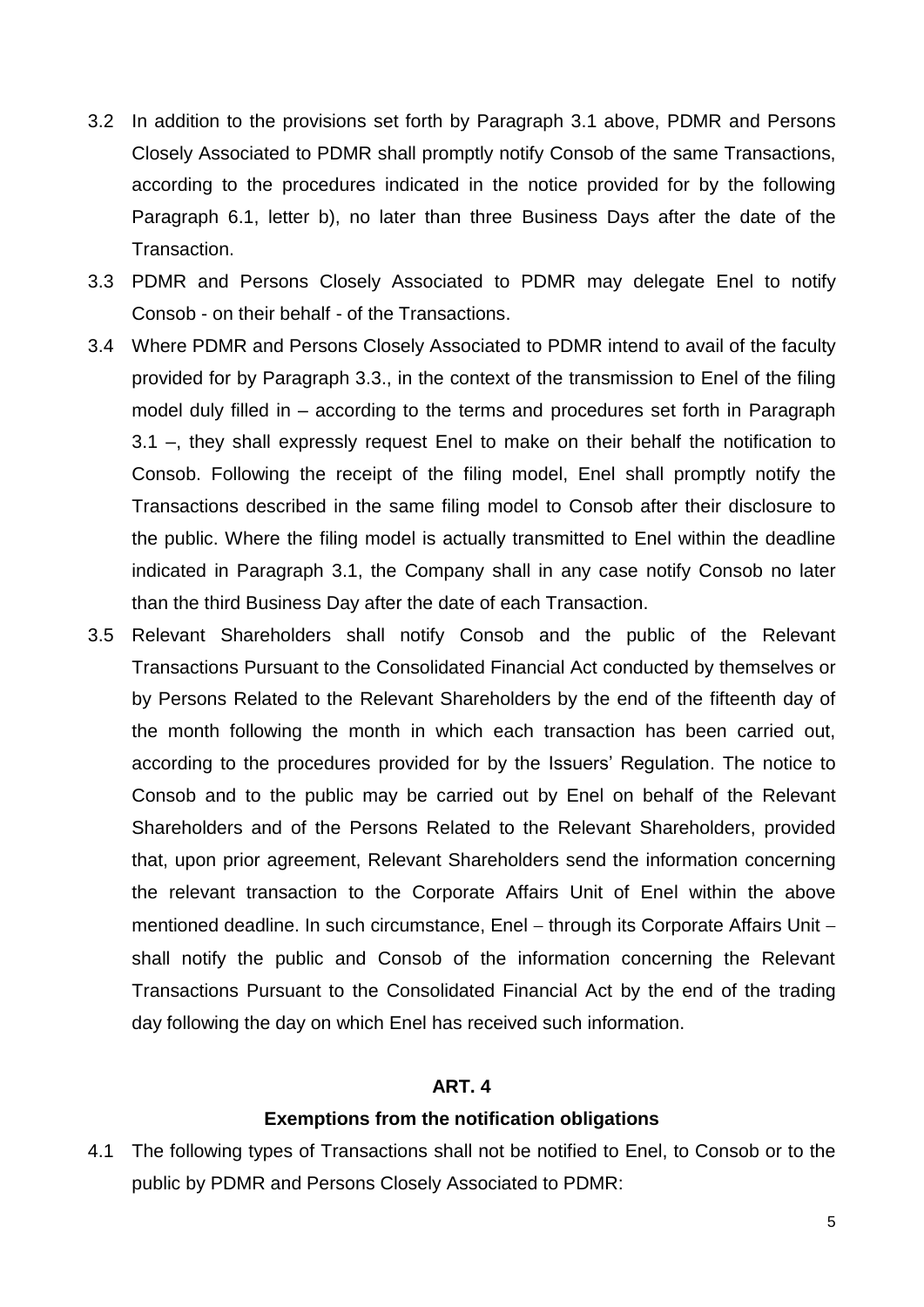3.2 In addition to the provisions set forth by Paragraph 3.1 above, PDMR and Persons Closely Associated to PDMR shall promptly notify Consob of the same Transactions, according to the procedures indicated in the notice provided for by the following Paragraph 6.1, letter b), no later than three Business Days after the date of the Transaction.

3.3 PDMR and Persons Closely Associated to PDMR may delegate Enel to notify Consob - on their behalf - of the Transactions.

3.4 Where PDMR and Persons Closely Associated to PDMR intend to avail of the faculty provided for by Paragraph 3.3., in the context of the transmission to Enel of the filing model duly filled in – according to the terms and procedures set forth in Paragraph 3.1 –, they shall expressly request Enel to make on their behalf the notification to Consob. Following the receipt of the filing model, Enel shall promptly notify the Transactions described in the same filing model to Consob after their disclosure to the public. Where the filing model is actually transmitted to Enel within the deadline indicated in Paragraph 3.1, the Company shall in any case notify Consob no later than the third Business Day after the date of each Transaction.

3.5 Relevant Shareholders shall notify Consob and the public of the Relevant Transactions Pursuant to the Consolidated Financial Act conducted by themselves or by Persons Related to the Relevant Shareholders by the end of the fifteenth day of the month following the month in which each transaction has been carried out, according to the procedures provided for by the Issuers' Regulation. The notice to Consob and to the public may be carried out by Enel on behalf of the Relevant Shareholders and of the Persons Related to the Relevant Shareholders, provided that, upon prior agreement, Relevant Shareholders send the information concerning the relevant transaction to the Corporate Affairs Unit of Enel within the above mentioned deadline. In such circumstance, Enel – through its Corporate Affairs Unit – shall notify the public and Consob of the information concerning the Relevant Transactions Pursuant to the Consolidated Financial Act by the end of the trading day following the day on which Enel has received such information.

## ART. 4

### Exemptions from the notification obligations

4.1 The following types of Transactions shall not be notified to Enel, to Consob or to the public by PDMR and Persons Closely Associated to PDMR: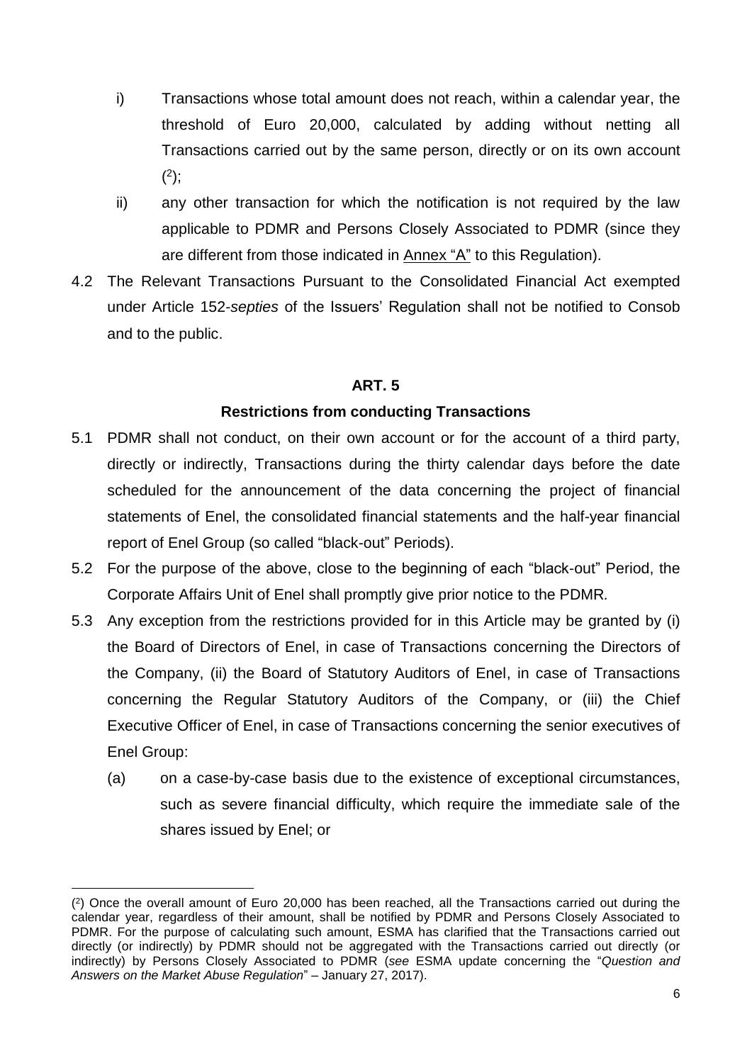i) Transactions whose total amount does not reach, within a calendar year, the threshold of Euro 20,000, calculated by adding without netting all Transactions carried out by the same person, directly or on its own account ([2]);

ii) any other transaction for which the notification is not required by the law applicable to PDMR and Persons Closely Associated to PDMR (since they are different from those indicated in Annex "A" to this Regulation).

4.2 The Relevant Transactions Pursuant to the Consolidated Financial Act exempted under Article 152-*septies* of the Issuers' Regulation shall not be notified to Consob and to the public.

**ART. 5**

**Restrictions from conducting Transactions**

5.1 PDMR shall not conduct, on their own account or for the account of a third party, directly or indirectly, Transactions during the thirty calendar days before the date scheduled for the announcement of the data concerning the project of financial statements of Enel, the consolidated financial statements and the half-year financial report of Enel Group (so called "black-out" Periods).

5.2 For the purpose of the above, close to the beginning of each "black-out" Period, the Corporate Affairs Unit of Enel shall promptly give prior notice to the PDMR.

5.3 Any exception from the restrictions provided for in this Article may be granted by (i) the Board of Directors of Enel, in case of Transactions concerning the Directors of the Company, (ii) the Board of Statutory Auditors of Enel, in case of Transactions concerning the Regular Statutory Auditors of the Company, or (iii) the Chief Executive Officer of Enel, in case of Transactions concerning the senior executives of Enel Group:

(a) on a case-by-case basis due to the existence of exceptional circumstances, such as severe financial difficulty, which require the immediate sale of the shares issued by Enel; or

---

([2]) Once the overall amount of Euro 20,000 has been reached, all the Transactions carried out during the calendar year, regardless of their amount, shall be notified by PDMR and Persons Closely Associated to PDMR. For the purpose of calculating such amount, ESMA has clarified that the Transactions carried out directly (or indirectly) by PDMR should not be aggregated with the Transactions carried out directly (or indirectly) by Persons Closely Associated to PDMR (*see* ESMA update concerning the "*Question and Answers on the Market Abuse Regulation*" – January 27, 2017).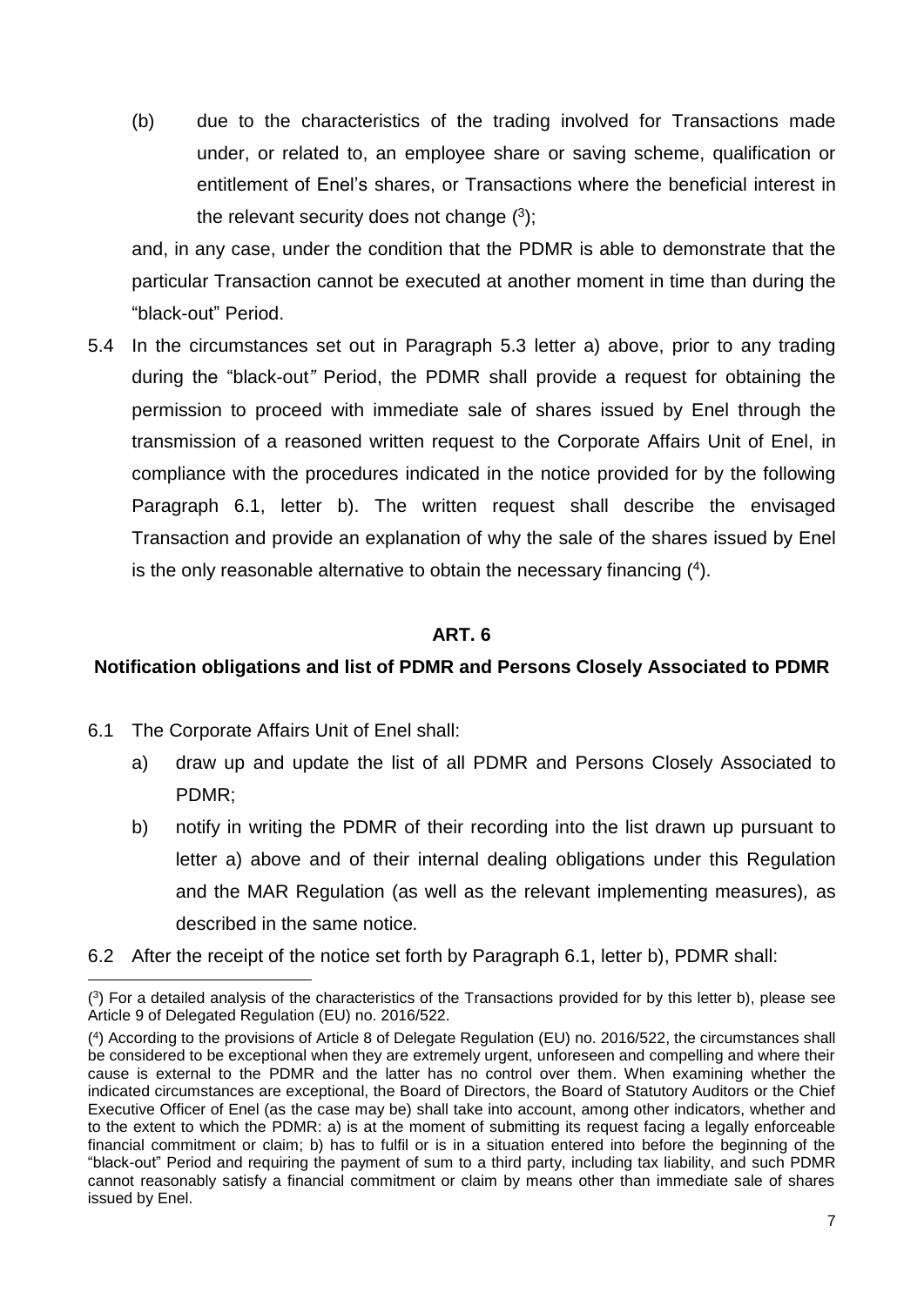(b) due to the characteristics of the trading involved for Transactions made under, or related to, an employee share or saving scheme, qualification or entitlement of Enel's shares, or Transactions where the beneficial interest in the relevant security does not change ([3]);

and, in any case, under the condition that the PDMR is able to demonstrate that the particular Transaction cannot be executed at another moment in time than during the "black-out" Period.

5.4 In the circumstances set out in Paragraph 5.3 letter a) above, prior to any trading during the "black-out*"* Period, the PDMR shall provide a request for obtaining the permission to proceed with immediate sale of shares issued by Enel through the transmission of a reasoned written request to the Corporate Affairs Unit of Enel, in compliance with the procedures indicated in the notice provided for by the following Paragraph 6.1, letter b). The written request shall describe the envisaged Transaction and provide an explanation of why the sale of the shares issued by Enel is the only reasonable alternative to obtain the necessary financing ([4]).

## ART. 6

### Notification obligations and list of PDMR and Persons Closely Associated to PDMR

6.1 The Corporate Affairs Unit of Enel shall:

a) draw up and update the list of all PDMR and Persons Closely Associated to PDMR;

b) notify in writing the PDMR of their recording into the list drawn up pursuant to letter a) above and of their internal dealing obligations under this Regulation and the MAR Regulation (as well as the relevant implementing measures)*,* as described in the same notice*.*

6.2 After the receipt of the notice set forth by Paragraph 6.1, letter b), PDMR shall:

---

([3]) For a detailed analysis of the characteristics of the Transactions provided for by this letter b), please see Article 9 of Delegated Regulation (EU) no. 2016/522.

([4]) According to the provisions of Article 8 of Delegate Regulation (EU) no. 2016/522, the circumstances shall be considered to be exceptional when they are extremely urgent, unforeseen and compelling and where their cause is external to the PDMR and the latter has no control over them. When examining whether the indicated circumstances are exceptional, the Board of Directors, the Board of Statutory Auditors or the Chief Executive Officer of Enel (as the case may be) shall take into account, among other indicators, whether and to the extent to which the PDMR: a) is at the moment of submitting its request facing a legally enforceable financial commitment or claim; b) has to fulfil or is in a situation entered into before the beginning of the "black-out" Period and requiring the payment of sum to a third party, including tax liability, and such PDMR cannot reasonably satisfy a financial commitment or claim by means other than immediate sale of shares issued by Enel.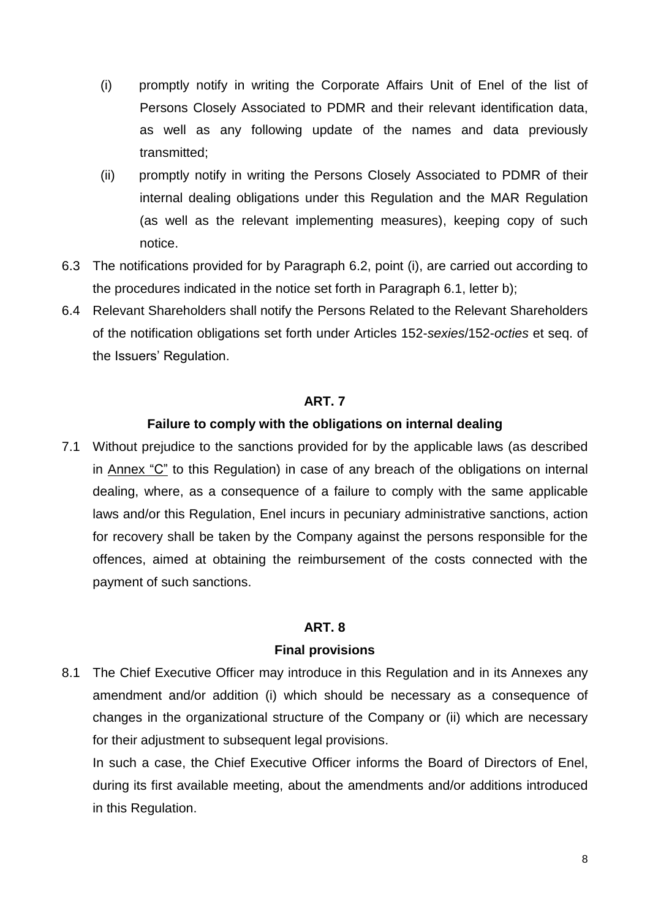(i) promptly notify in writing the Corporate Affairs Unit of Enel of the list of Persons Closely Associated to PDMR and their relevant identification data, as well as any following update of the names and data previously transmitted;

(ii) promptly notify in writing the Persons Closely Associated to PDMR of their internal dealing obligations under this Regulation and the MAR Regulation (as well as the relevant implementing measures), keeping copy of such notice.

6.3 The notifications provided for by Paragraph 6.2, point (i), are carried out according to the procedures indicated in the notice set forth in Paragraph 6.1, letter b);

6.4 Relevant Shareholders shall notify the Persons Related to the Relevant Shareholders of the notification obligations set forth under Articles 152-*sexies*/152-*octies* et seq. of the Issuers' Regulation.

**ART. 7**

**Failure to comply with the obligations on internal dealing**

7.1 Without prejudice to the sanctions provided for by the applicable laws (as described in Annex "C" to this Regulation) in case of any breach of the obligations on internal dealing, where, as a consequence of a failure to comply with the same applicable laws and/or this Regulation, Enel incurs in pecuniary administrative sanctions, action for recovery shall be taken by the Company against the persons responsible for the offences, aimed at obtaining the reimbursement of the costs connected with the payment of such sanctions.

**ART. 8**

**Final provisions**

8.1 The Chief Executive Officer may introduce in this Regulation and in its Annexes any amendment and/or addition (i) which should be necessary as a consequence of changes in the organizational structure of the Company or (ii) which are necessary for their adjustment to subsequent legal provisions.

In such a case, the Chief Executive Officer informs the Board of Directors of Enel, during its first available meeting, about the amendments and/or additions introduced in this Regulation.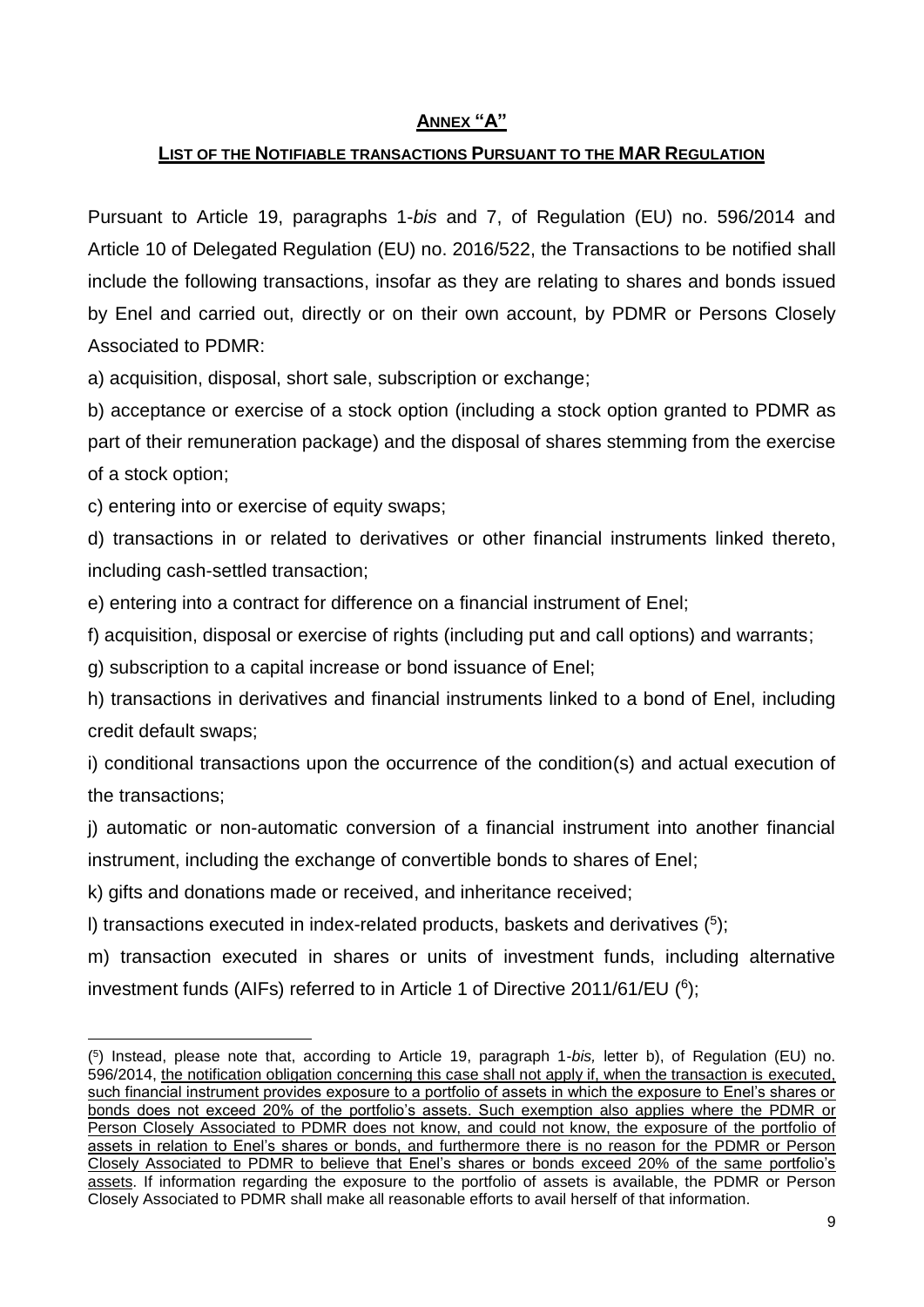## ANNEX "A"

## LIST OF THE NOTIFIABLE TRANSACTIONS PURSUANT TO THE MAR REGULATION

Pursuant to Article 19, paragraphs 1-*bis* and 7, of Regulation (EU) no. 596/2014 and Article 10 of Delegated Regulation (EU) no. 2016/522, the Transactions to be notified shall include the following transactions, insofar as they are relating to shares and bonds issued by Enel and carried out, directly or on their own account, by PDMR or Persons Closely Associated to PDMR:

a) acquisition, disposal, short sale, subscription or exchange;

b) acceptance or exercise of a stock option (including a stock option granted to PDMR as part of their remuneration package) and the disposal of shares stemming from the exercise of a stock option;

c) entering into or exercise of equity swaps;

d) transactions in or related to derivatives or other financial instruments linked thereto, including cash-settled transaction;

e) entering into a contract for difference on a financial instrument of Enel;

f) acquisition, disposal or exercise of rights (including put and call options) and warrants;

g) subscription to a capital increase or bond issuance of Enel;

h) transactions in derivatives and financial instruments linked to a bond of Enel, including credit default swaps;

i) conditional transactions upon the occurrence of the condition(s) and actual execution of the transactions;

j) automatic or non-automatic conversion of a financial instrument into another financial instrument, including the exchange of convertible bonds to shares of Enel;

k) gifts and donations made or received, and inheritance received;

l) transactions executed in index-related products, baskets and derivatives ([5]);

m) transaction executed in shares or units of investment funds, including alternative investment funds (AIFs) referred to in Article 1 of Directive 2011/61/EU ([6]);

---

([5]) Instead, please note that, according to Article 19, paragraph 1-*bis,* letter b), of Regulation (EU) no. 596/2014, the notification obligation concerning this case shall not apply if, when the transaction is executed, such financial instrument provides exposure to a portfolio of assets in which the exposure to Enel's shares or bonds does not exceed 20% of the portfolio's assets. Such exemption also applies where the PDMR or Person Closely Associated to PDMR does not know, and could not know, the exposure of the portfolio of assets in relation to Enel's shares or bonds, and furthermore there is no reason for the PDMR or Person Closely Associated to PDMR to believe that Enel's shares or bonds exceed 20% of the same portfolio's assets. If information regarding the exposure to the portfolio of assets is available, the PDMR or Person Closely Associated to PDMR shall make all reasonable efforts to avail herself of that information.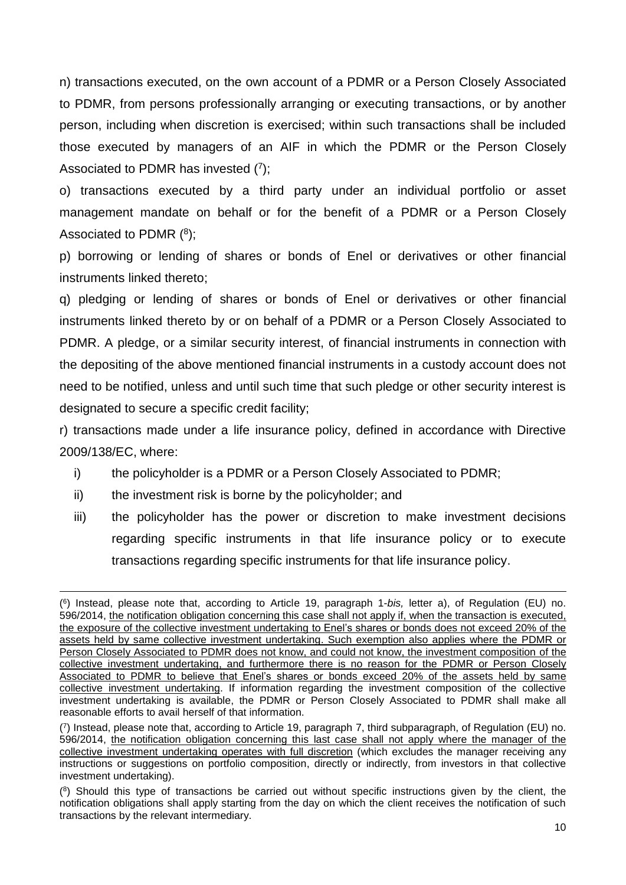n) transactions executed, on the own account of a PDMR or a Person Closely Associated to PDMR, from persons professionally arranging or executing transactions, or by another person, including when discretion is exercised; within such transactions shall be included those executed by managers of an AIF in which the PDMR or the Person Closely Associated to PDMR has invested ([7]);

o) transactions executed by a third party under an individual portfolio or asset management mandate on behalf or for the benefit of a PDMR or a Person Closely Associated to PDMR ([8]);

p) borrowing or lending of shares or bonds of Enel or derivatives or other financial instruments linked thereto;

q) pledging or lending of shares or bonds of Enel or derivatives or other financial instruments linked thereto by or on behalf of a PDMR or a Person Closely Associated to PDMR. A pledge, or a similar security interest, of financial instruments in connection with the depositing of the above mentioned financial instruments in a custody account does not need to be notified, unless and until such time that such pledge or other security interest is designated to secure a specific credit facility;

r) transactions made under a life insurance policy, defined in accordance with Directive 2009/138/EC, where:

i) the policyholder is a PDMR or a Person Closely Associated to PDMR;

ii) the investment risk is borne by the policyholder; and

iii) the policyholder has the power or discretion to make investment decisions regarding specific instruments in that life insurance policy or to execute transactions regarding specific instruments for that life insurance policy.

---

([6]) Instead, please note that, according to Article 19, paragraph 1-*bis,* letter a), of Regulation (EU) no. 596/2014, <u>the notification obligation concerning this case shall not apply if, when the transaction is executed, the exposure of the collective investment undertaking to Enel's shares or bonds does not exceed 20% of the assets held by same collective investment undertaking. Such exemption also applies where the PDMR or Person Closely Associated to PDMR does not know, and could not know, the investment composition of the collective investment undertaking, and furthermore there is no reason for the PDMR or Person Closely Associated to PDMR to believe that Enel's shares or bonds exceed 20% of the assets held by same collective investment undertaking</u>. If information regarding the investment composition of the collective investment undertaking is available, the PDMR or Person Closely Associated to PDMR shall make all reasonable efforts to avail herself of that information.

([7]) Instead, please note that, according to Article 19, paragraph 7, third subparagraph, of Regulation (EU) no. 596/2014, <u>the notification obligation concerning this last case shall not apply where the manager of the collective investment undertaking operates with full discretion</u> (which excludes the manager receiving any instructions or suggestions on portfolio composition, directly or indirectly, from investors in that collective investment undertaking).

([8]) Should this type of transactions be carried out without specific instructions given by the client, the notification obligations shall apply starting from the day on which the client receives the notification of such transactions by the relevant intermediary.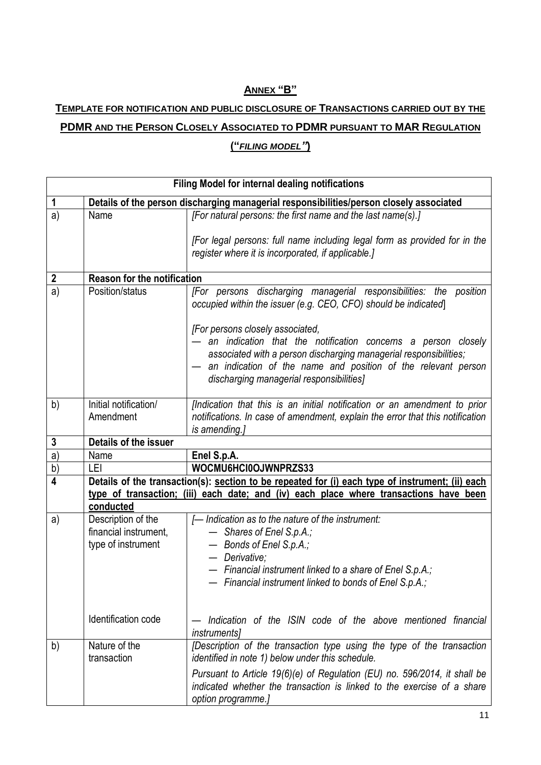## ANNEX "B"

## TEMPLATE FOR NOTIFICATION AND PUBLIC DISCLOSURE OF TRANSACTIONS CARRIED OUT BY THE PDMR AND THE PERSON CLOSELY ASSOCIATED TO PDMR PURSUANT TO MAR REGULATION ("*FILING MODEL*")

| Filing Model for internal dealing notifications | | |
|---|---|---|
| **1** | **Details of the person discharging managerial responsibilities/person closely associated** | |
| a) | Name | *[For natural persons: the first name and the last name(s).]*<br><br>*[For legal persons: full name including legal form as provided for in the register where it is incorporated, if applicable.]* |
| **2** | **Reason for the notification** | |
| a) | Position/status | *[For persons discharging managerial responsibilities: the position occupied within the issuer (e.g. CEO, CFO) should be indicated]*<br><br>*[For persons closely associated,*<br>*— an indication that the notification concerns a person closely associated with a person discharging managerial responsibilities;*<br>*— an indication of the name and position of the relevant person discharging managerial responsibilities]* |
| b) | Initial notification/ Amendment | *[Indication that this is an initial notification or an amendment to prior notifications. In case of amendment, explain the error that this notification is amending.]* |
| **3** | **Details of the issuer** | |
| a) | Name | **Enel S.p.A.** |
| b) | LEI | **WOCMU6HCI0OJWNPRZS33** |
| **4** | **Details of the transaction(s): <u>section to be repeated for (i) each type of instrument; (ii) each type of transaction; (iii) each date; and (iv) each place where transactions have been conducted</u>** | |
| a) | Description of the financial instrument, type of instrument<br><br><br><br><br><br>Identification code | *[— Indication as to the nature of the instrument:*<br>*— Shares of Enel S.p.A.;*<br>*— Bonds of Enel S.p.A.;*<br>*— Derivative;*<br>*— Financial instrument linked to a share of Enel S.p.A.;*<br>*— Financial instrument linked to bonds of Enel S.p.A.;*<br><br><br>*— Indication of the ISIN code of the above mentioned financial instruments]* |
| b) | Nature of the transaction | *[Description of the transaction type using the type of the transaction identified in note 1) below under this schedule.*<br><br>*Pursuant to Article 19(6)(e) of Regulation (EU) no. 596/2014, it shall be indicated whether the transaction is linked to the exercise of a share option programme.]* |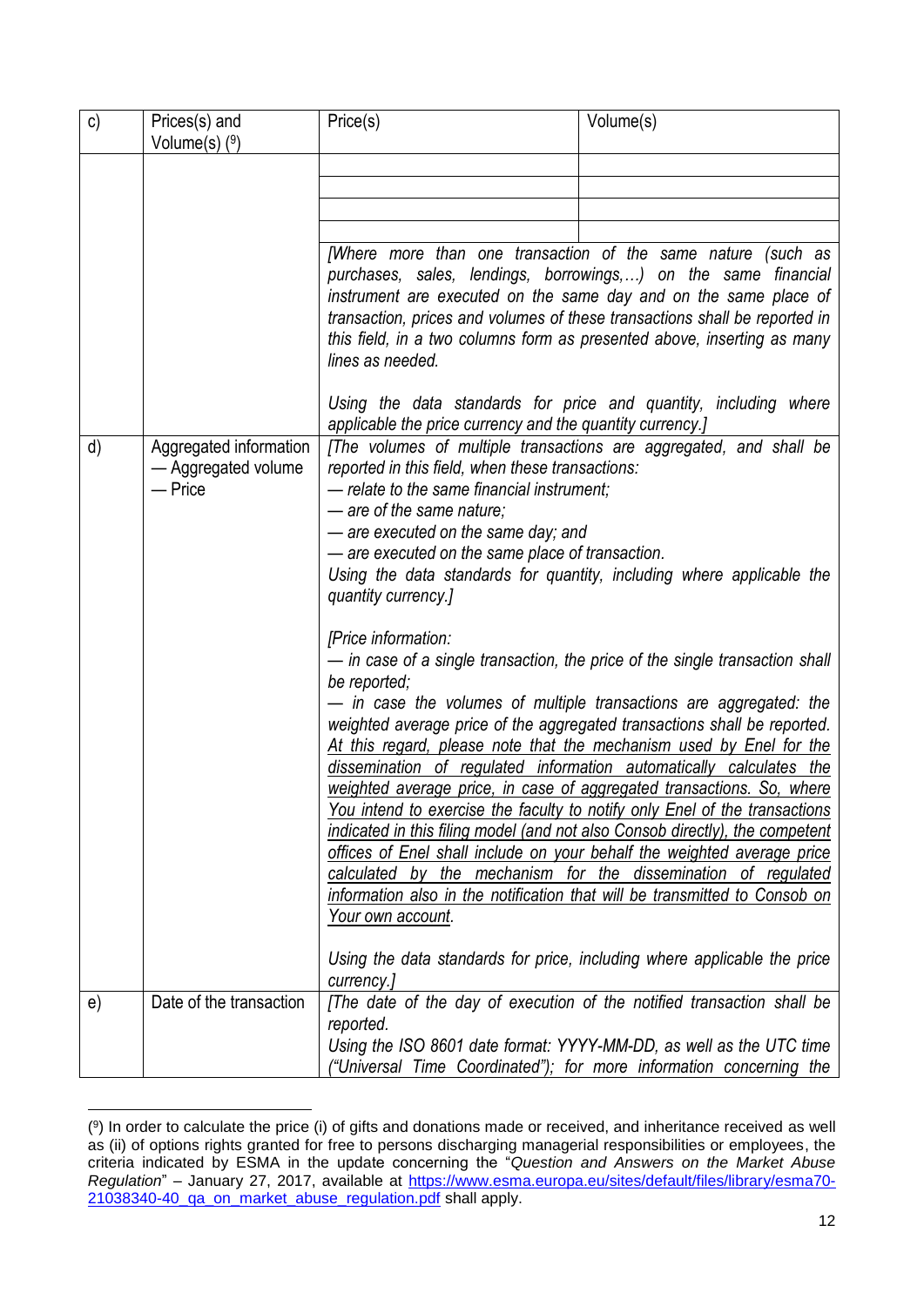| c) | Prices(s) and Volume(s) [9] | Price(s) | Volume(s) |
|---|---|---|---|
| | | | |
| | | | |
| | | | |
| | | | |
| | | *[Where more than one transaction of the same nature (such as purchases, sales, lendings, borrowings,…) on the same financial instrument are executed on the same day and on the same place of transaction, prices and volumes of these transactions shall be reported in this field, in a two columns form as presented above, inserting as many lines as needed.*<br><br>*Using the data standards for price and quantity, including where applicable the price currency and the quantity currency.]* | |
| d) | Aggregated information<br>— Aggregated volume<br>— Price | *[The volumes of multiple transactions are aggregated, and shall be reported in this field, when these transactions:*<br>*— relate to the same financial instrument;*<br>*— are of the same nature;*<br>*— are executed on the same day; and*<br>*— are executed on the same place of transaction.*<br>*Using the data standards for quantity, including where applicable the quantity currency.]*<br><br>*[Price information:*<br>*— in case of a single transaction, the price of the single transaction shall be reported;*<br>*— in case the volumes of multiple transactions are aggregated: the weighted average price of the aggregated transactions shall be reported. <u>At this regard, please note that the mechanism used by Enel for the dissemination of regulated information automatically calculates the weighted average price, in case of aggregated transactions. So, where You intend to exercise the faculty to notify only Enel of the transactions indicated in this filing model (and not also Consob directly), the competent offices of Enel shall include on your behalf the weighted average price calculated by the mechanism for the dissemination of regulated information also in the notification that will be transmitted to Consob on Your own account</u>.*<br><br>*Using the data standards for price, including where applicable the price currency.]* | |
| e) | Date of the transaction | *[The date of the day of execution of the notified transaction shall be reported.*<br>*Using the ISO 8601 date format: YYYY-MM-DD, as well as the UTC time ("Universal Time Coordinated"); for more information concerning the* | |

[9] In order to calculate the price (i) of gifts and donations made or received, and inheritance received as well as (ii) of options rights granted for free to persons discharging managerial responsibilities or employees, the criteria indicated by ESMA in the update concerning the "*Question and Answers on the Market Abuse Regulation*" – January 27, 2017, available at https://www.esma.europa.eu/sites/default/files/library/esma70-21038340-40_qa_on_market_abuse_regulation.pdf shall apply.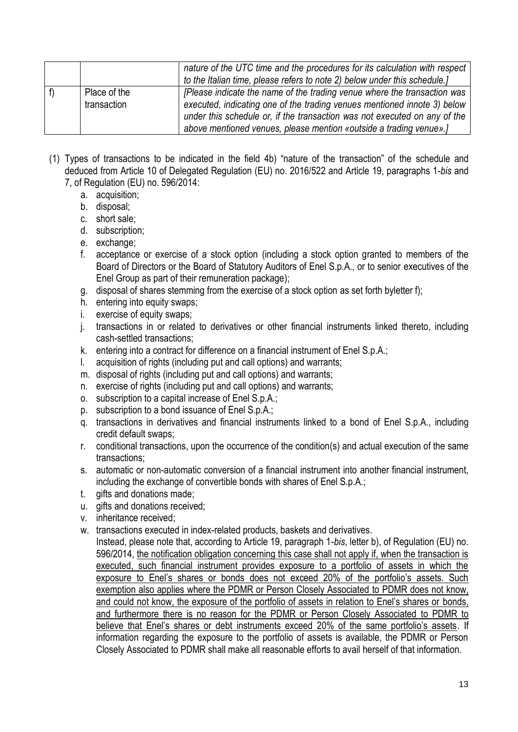| | | |
|---|---|---|
| | | *nature of the UTC time and the procedures for its calculation with respect to the Italian time, please refers to note 2) below under this schedule.]* |
| f) | Place of the transaction | *[Please indicate the name of the trading venue where the transaction was executed, indicating one of the trading venues mentioned innote 3) below under this schedule or, if the transaction was not executed on any of the above mentioned venues, please mention «outside a trading venue».]* |

(1) Types of transactions to be indicated in the field 4b) "nature of the transaction" of the schedule and deduced from Article 10 of Delegated Regulation (EU) no. 2016/522 and Article 19, paragraphs 1-*bis* and 7, of Regulation (EU) no. 596/2014:

a. acquisition;
b. disposal;
c. short sale;
d. subscription;
e. exchange;
f. acceptance or exercise of a stock option (including a stock option granted to members of the Board of Directors or the Board of Statutory Auditors of Enel S.p.A., or to senior executives of the Enel Group as part of their remuneration package);
g. disposal of shares stemming from the exercise of a stock option as set forth byletter f);
h. entering into equity swaps;
i. exercise of equity swaps;
j. transactions in or related to derivatives or other financial instruments linked thereto, including cash-settled transactions;
k. entering into a contract for difference on a financial instrument of Enel S.p.A.;
l. acquisition of rights (including put and call options) and warrants;
m. disposal of rights (including put and call options) and warrants;
n. exercise of rights (including put and call options) and warrants;
o. subscription to a capital increase of Enel S.p.A.;
p. subscription to a bond issuance of Enel S.p.A.;
q. transactions in derivatives and financial instruments linked to a bond of Enel S.p.A., including credit default swaps;
r. conditional transactions, upon the occurrence of the condition(s) and actual execution of the same transactions;
s. automatic or non-automatic conversion of a financial instrument into another financial instrument, including the exchange of convertible bonds with shares of Enel S.p.A.;
t. gifts and donations made;
u. gifts and donations received;
v. inheritance received;
w. transactions executed in index-related products, baskets and derivatives.

Instead, please note that, according to Article 19, paragraph 1-*bis*, letter b), of Regulation (EU) no. 596/2014, the notification obligation concerning this case shall not apply if, when the transaction is executed, such financial instrument provides exposure to a portfolio of assets in which the exposure to Enel's shares or bonds does not exceed 20% of the portfolio's assets. Such exemption also applies where the PDMR or Person Closely Associated to PDMR does not know, and could not know, the exposure of the portfolio of assets in relation to Enel's shares or bonds, and furthermore there is no reason for the PDMR or Person Closely Associated to PDMR to believe that Enel's shares or debt instruments exceed 20% of the same portfolio's assets. If information regarding the exposure to the portfolio of assets is available, the PDMR or Person Closely Associated to PDMR shall make all reasonable efforts to avail herself of that information.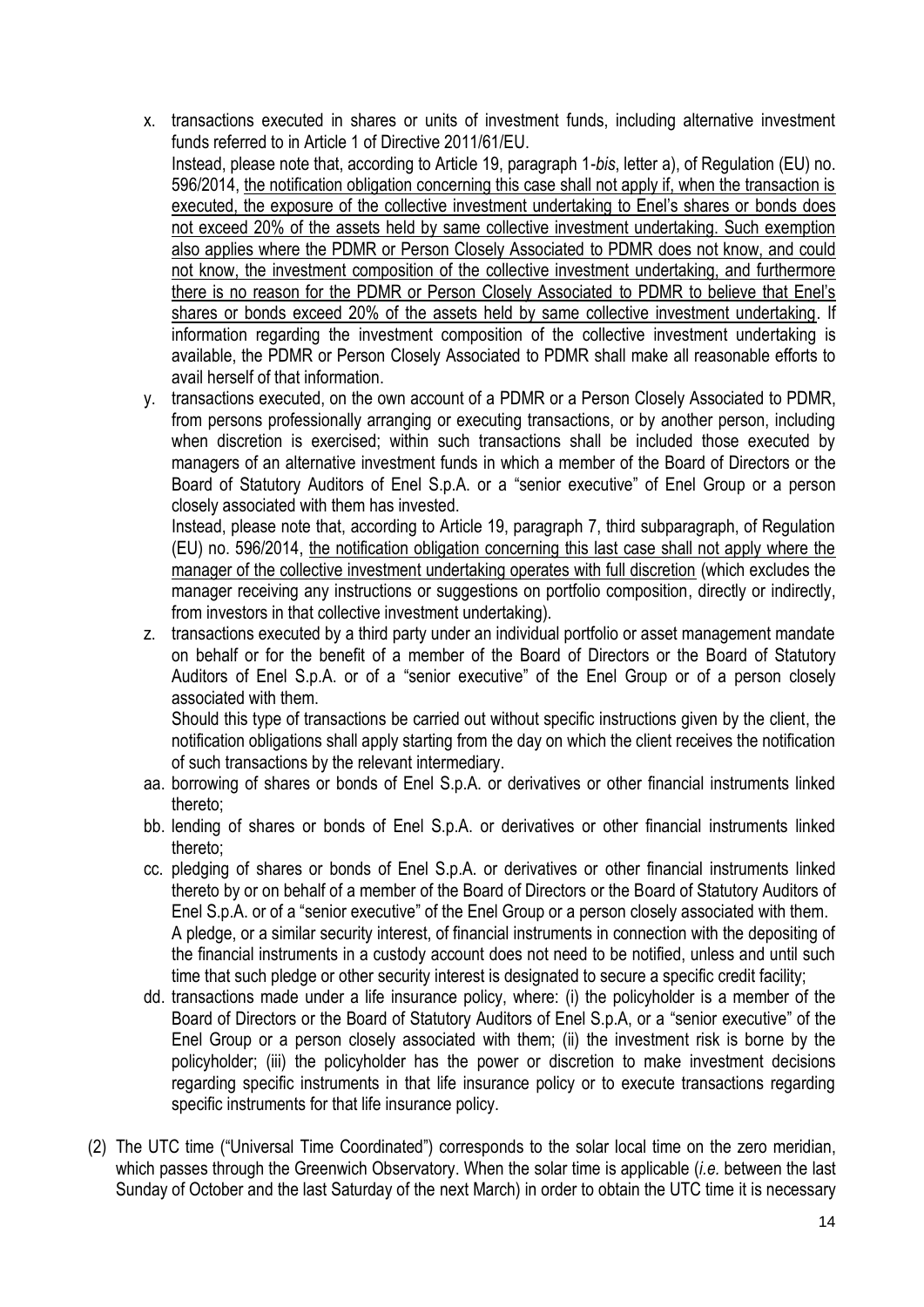x. transactions executed in shares or units of investment funds, including alternative investment funds referred to in Article 1 of Directive 2011/61/EU.
   Instead, please note that, according to Article 19, paragraph 1-*bis*, letter a), of Regulation (EU) no. 596/2014, <u>the notification obligation concerning this case shall not apply if, when the transaction is executed, the exposure of the collective investment undertaking to Enel's shares or bonds does not exceed 20% of the assets held by same collective investment undertaking. Such exemption also applies where the PDMR or Person Closely Associated to PDMR does not know, and could not know, the investment composition of the collective investment undertaking, and furthermore there is no reason for the PDMR or Person Closely Associated to PDMR to believe that Enel's shares or bonds exceed 20% of the assets held by same collective investment undertaking</u>. If information regarding the investment composition of the collective investment undertaking is available, the PDMR or Person Closely Associated to PDMR shall make all reasonable efforts to avail herself of that information.

y. transactions executed, on the own account of a PDMR or a Person Closely Associated to PDMR, from persons professionally arranging or executing transactions, or by another person, including when discretion is exercised; within such transactions shall be included those executed by managers of an alternative investment funds in which a member of the Board of Directors or the Board of Statutory Auditors of Enel S.p.A. or a "senior executive" of Enel Group or a person closely associated with them has invested.
   Instead, please note that, according to Article 19, paragraph 7, third subparagraph, of Regulation (EU) no. 596/2014, <u>the notification obligation concerning this last case shall not apply where the manager of the collective investment undertaking operates with full discretion</u> (which excludes the manager receiving any instructions or suggestions on portfolio composition, directly or indirectly, from investors in that collective investment undertaking).

z. transactions executed by a third party under an individual portfolio or asset management mandate on behalf or for the benefit of a member of the Board of Directors or the Board of Statutory Auditors of Enel S.p.A. or of a "senior executive" of the Enel Group or of a person closely associated with them.
   Should this type of transactions be carried out without specific instructions given by the client, the notification obligations shall apply starting from the day on which the client receives the notification of such transactions by the relevant intermediary.

aa. borrowing of shares or bonds of Enel S.p.A. or derivatives or other financial instruments linked thereto;

bb. lending of shares or bonds of Enel S.p.A. or derivatives or other financial instruments linked thereto;

cc. pledging of shares or bonds of Enel S.p.A. or derivatives or other financial instruments linked thereto by or on behalf of a member of the Board of Directors or the Board of Statutory Auditors of Enel S.p.A. or of a "senior executive" of the Enel Group or a person closely associated with them.
   A pledge, or a similar security interest, of financial instruments in connection with the depositing of the financial instruments in a custody account does not need to be notified, unless and until such time that such pledge or other security interest is designated to secure a specific credit facility;

dd. transactions made under a life insurance policy, where: (i) the policyholder is a member of the Board of Directors or the Board of Statutory Auditors of Enel S.p.A, or a "senior executive" of the Enel Group or a person closely associated with them; (ii) the investment risk is borne by the policyholder; (iii) the policyholder has the power or discretion to make investment decisions regarding specific instruments in that life insurance policy or to execute transactions regarding specific instruments for that life insurance policy.

(2) The UTC time ("Universal Time Coordinated") corresponds to the solar local time on the zero meridian, which passes through the Greenwich Observatory. When the solar time is applicable (*i.e.* between the last Sunday of October and the last Saturday of the next March) in order to obtain the UTC time it is necessary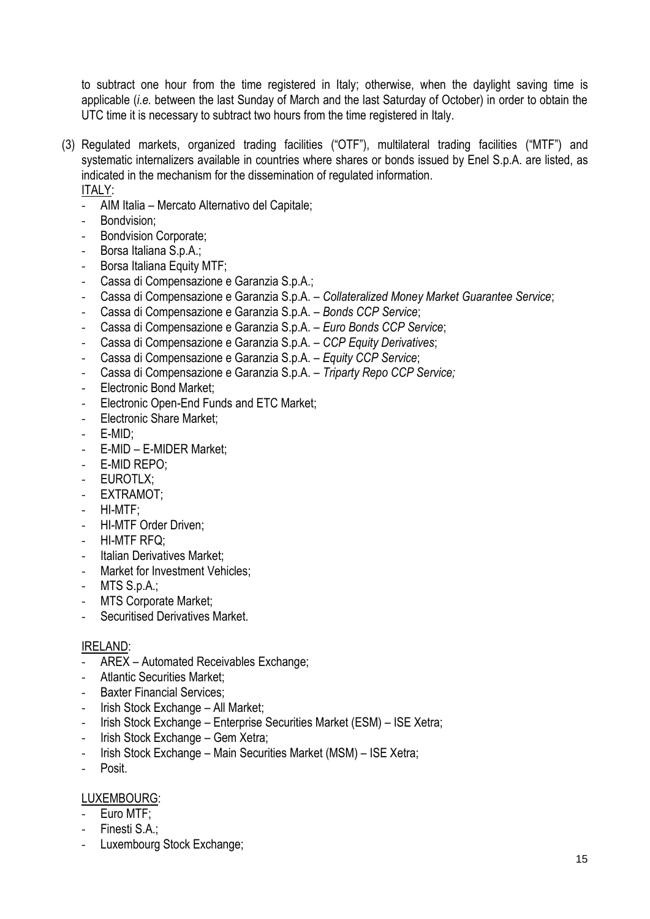to subtract one hour from the time registered in Italy; otherwise, when the daylight saving time is applicable (*i.e.* between the last Sunday of March and the last Saturday of October) in order to obtain the UTC time it is necessary to subtract two hours from the time registered in Italy.

(3) Regulated markets, organized trading facilities ("OTF"), multilateral trading facilities ("MTF") and systematic internalizers available in countries where shares or bonds issued by Enel S.p.A. are listed, as indicated in the mechanism for the dissemination of regulated information.

<u>ITALY</u>:

- AIM Italia – Mercato Alternativo del Capitale;
- Bondvision;
- Bondvision Corporate;
- Borsa Italiana S.p.A.;
- Borsa Italiana Equity MTF;
- Cassa di Compensazione e Garanzia S.p.A.;
- Cassa di Compensazione e Garanzia S.p.A. – *Collateralized Money Market Guarantee Service*;
- Cassa di Compensazione e Garanzia S.p.A. – *Bonds CCP Service*;
- Cassa di Compensazione e Garanzia S.p.A. – *Euro Bonds CCP Service*;
- Cassa di Compensazione e Garanzia S.p.A. – *CCP Equity Derivatives*;
- Cassa di Compensazione e Garanzia S.p.A. – *Equity CCP Service*;
- Cassa di Compensazione e Garanzia S.p.A. – *Triparty Repo CCP Service;*
- Electronic Bond Market;
- Electronic Open-End Funds and ETC Market;
- Electronic Share Market;
- E-MID;
- E-MID – E-MIDER Market;
- E-MID REPO;
- EUROTLX;
- EXTRAMOT;
- HI-MTF;
- HI-MTF Order Driven;
- HI-MTF RFQ;
- Italian Derivatives Market;
- Market for Investment Vehicles;
- MTS S.p.A.;
- MTS Corporate Market;
- Securitised Derivatives Market.

<u>IRELAND</u>:

- AREX – Automated Receivables Exchange;
- Atlantic Securities Market;
- Baxter Financial Services;
- Irish Stock Exchange – All Market;
- Irish Stock Exchange – Enterprise Securities Market (ESM) – ISE Xetra;
- Irish Stock Exchange – Gem Xetra;
- Irish Stock Exchange – Main Securities Market (MSM) – ISE Xetra;
- Posit.

<u>LUXEMBOURG</u>:

- Euro MTF;
- Finesti S.A.;
- Luxembourg Stock Exchange;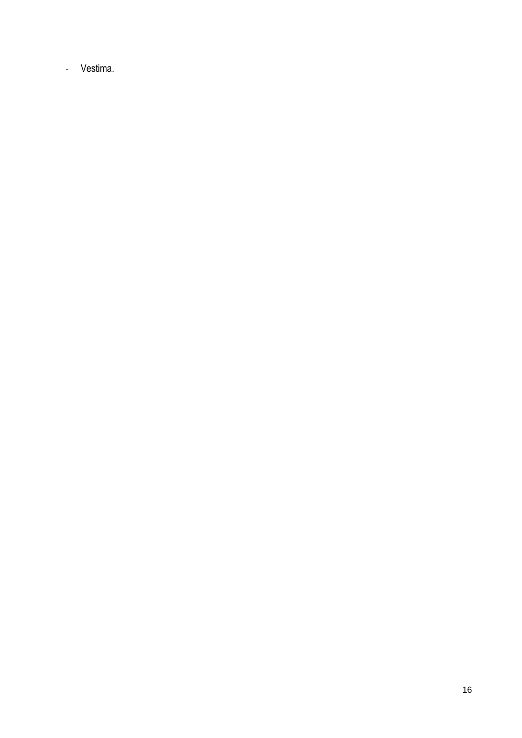- Vestima.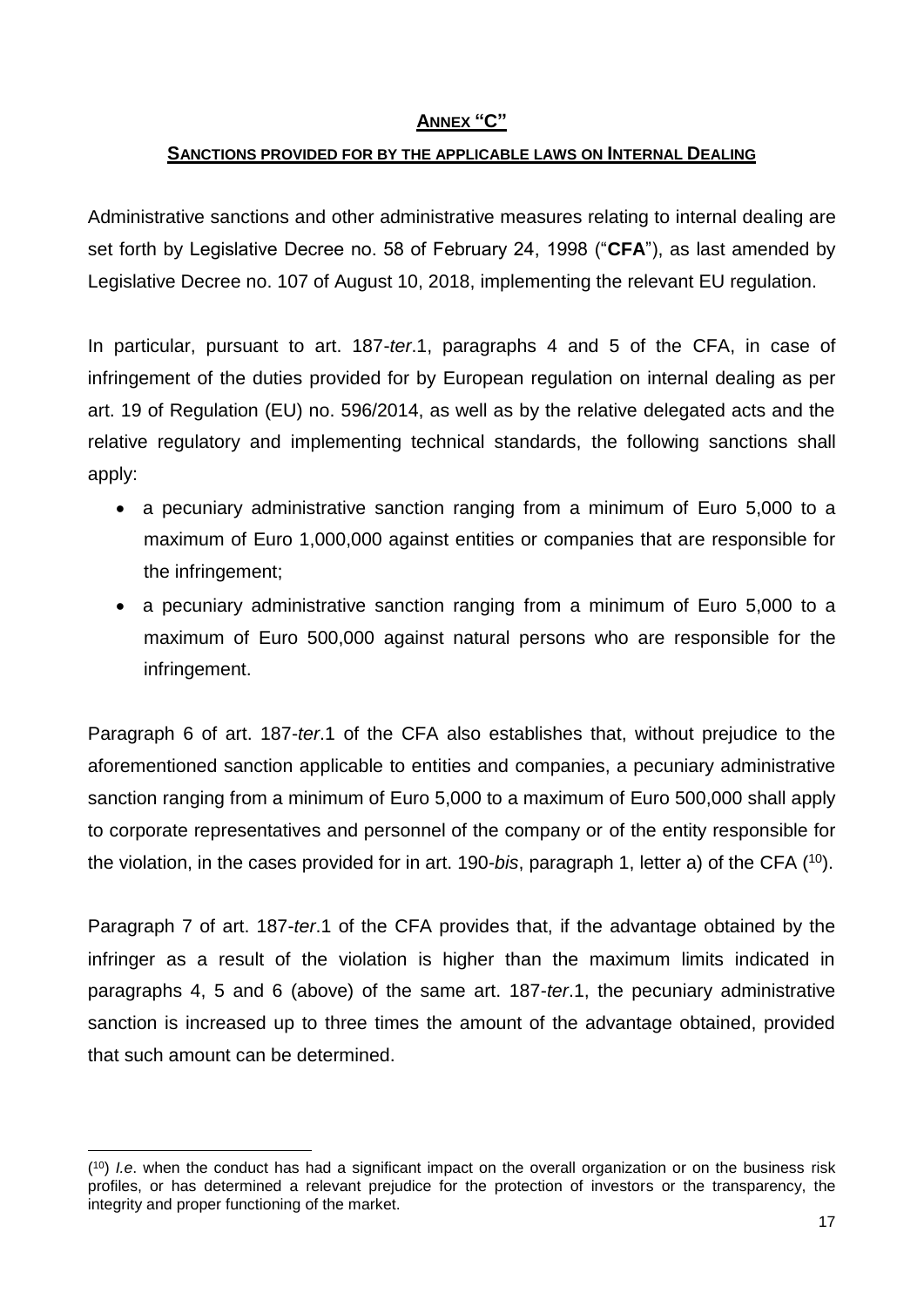## ANNEX "C"

### SANCTIONS PROVIDED FOR BY THE APPLICABLE LAWS ON INTERNAL DEALING

Administrative sanctions and other administrative measures relating to internal dealing are set forth by Legislative Decree no. 58 of February 24, 1998 ("**CFA**"), as last amended by Legislative Decree no. 107 of August 10, 2018, implementing the relevant EU regulation.

In particular, pursuant to art. 187-*ter*.1, paragraphs 4 and 5 of the CFA, in case of infringement of the duties provided for by European regulation on internal dealing as per art. 19 of Regulation (EU) no. 596/2014, as well as by the relative delegated acts and the relative regulatory and implementing technical standards, the following sanctions shall apply:

- a pecuniary administrative sanction ranging from a minimum of Euro 5,000 to a maximum of Euro 1,000,000 against entities or companies that are responsible for the infringement;
- a pecuniary administrative sanction ranging from a minimum of Euro 5,000 to a maximum of Euro 500,000 against natural persons who are responsible for the infringement.

Paragraph 6 of art. 187-*ter*.1 of the CFA also establishes that, without prejudice to the aforementioned sanction applicable to entities and companies, a pecuniary administrative sanction ranging from a minimum of Euro 5,000 to a maximum of Euro 500,000 shall apply to corporate representatives and personnel of the company or of the entity responsible for the violation, in the cases provided for in art. 190-*bis*, paragraph 1, letter a) of the CFA ([10]).

Paragraph 7 of art. 187-*ter*.1 of the CFA provides that, if the advantage obtained by the infringer as a result of the violation is higher than the maximum limits indicated in paragraphs 4, 5 and 6 (above) of the same art. 187-*ter*.1, the pecuniary administrative sanction is increased up to three times the amount of the advantage obtained, provided that such amount can be determined.

---

([10]) *I.e*. when the conduct has had a significant impact on the overall organization or on the business risk profiles, or has determined a relevant prejudice for the protection of investors or the transparency, the integrity and proper functioning of the market.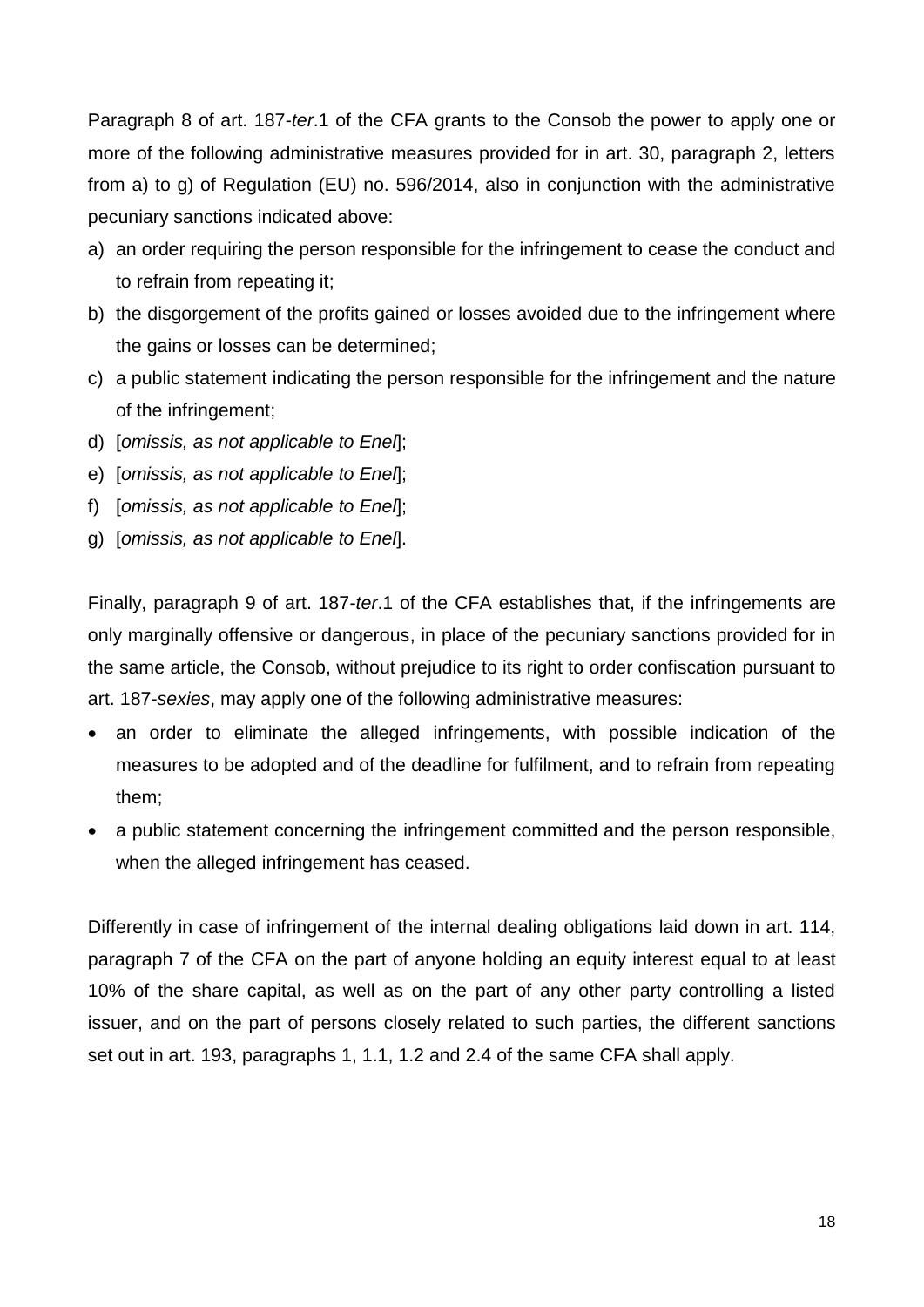Paragraph 8 of art. 187-*ter*.1 of the CFA grants to the Consob the power to apply one or more of the following administrative measures provided for in art. 30, paragraph 2, letters from a) to g) of Regulation (EU) no. 596/2014, also in conjunction with the administrative pecuniary sanctions indicated above:

a) an order requiring the person responsible for the infringement to cease the conduct and to refrain from repeating it;
b) the disgorgement of the profits gained or losses avoided due to the infringement where the gains or losses can be determined;
c) a public statement indicating the person responsible for the infringement and the nature of the infringement;
d) [*omissis, as not applicable to Enel*];
e) [*omissis, as not applicable to Enel*];
f) [*omissis, as not applicable to Enel*];
g) [*omissis, as not applicable to Enel*].

Finally, paragraph 9 of art. 187-*ter*.1 of the CFA establishes that, if the infringements are only marginally offensive or dangerous, in place of the pecuniary sanctions provided for in the same article, the Consob, without prejudice to its right to order confiscation pursuant to art. 187-*sexies*, may apply one of the following administrative measures:

- an order to eliminate the alleged infringements, with possible indication of the measures to be adopted and of the deadline for fulfilment, and to refrain from repeating them;
- a public statement concerning the infringement committed and the person responsible, when the alleged infringement has ceased.

Differently in case of infringement of the internal dealing obligations laid down in art. 114, paragraph 7 of the CFA on the part of anyone holding an equity interest equal to at least 10% of the share capital, as well as on the part of any other party controlling a listed issuer, and on the part of persons closely related to such parties, the different sanctions set out in art. 193, paragraphs 1, 1.1, 1.2 and 2.4 of the same CFA shall apply.